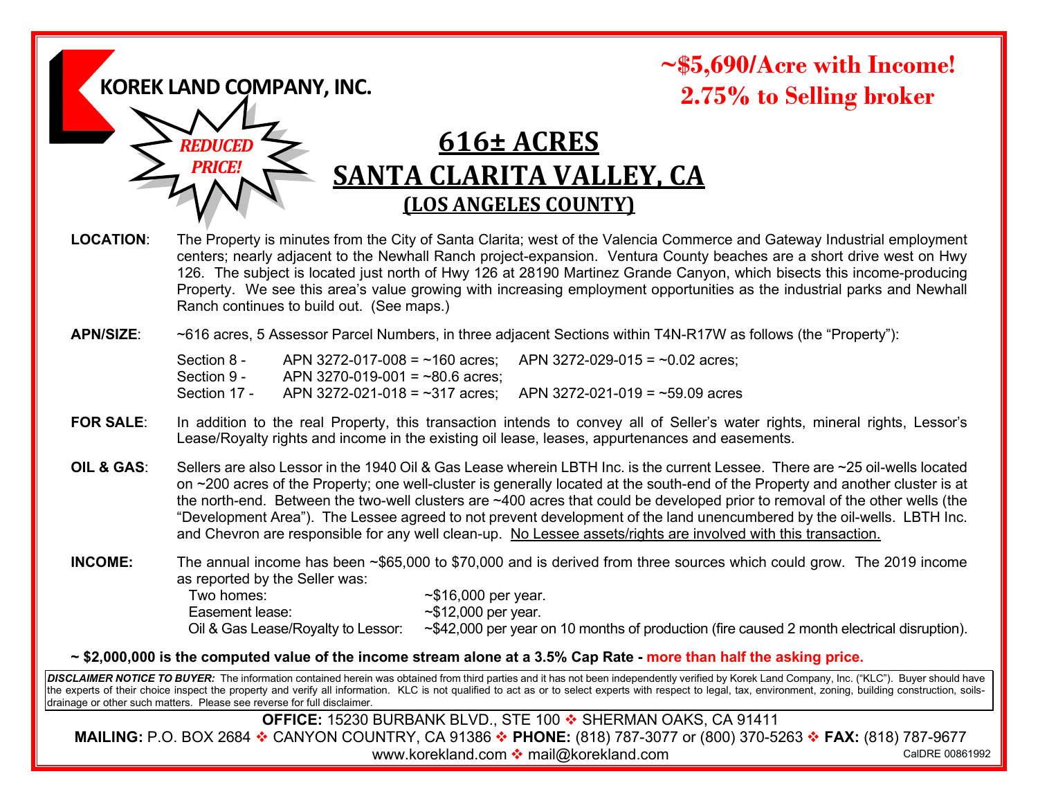**KOREK LAND COMPANY, INC.**

*REDUCED PRICE!*

**~$5,690/Acre with Income!**
**2.75% to Selling broker**

# 616± ACRES
# SANTA CLARITA VALLEY, CA
## (LOS ANGELES COUNTY)

**LOCATION**: The Property is minutes from the City of Santa Clarita; west of the Valencia Commerce and Gateway Industrial employment centers; nearly adjacent to the Newhall Ranch project-expansion. Ventura County beaches are a short drive west on Hwy 126. The subject is located just north of Hwy 126 at 28190 Martinez Grande Canyon, which bisects this income-producing Property. We see this area's value growing with increasing employment opportunities as the industrial parks and Newhall Ranch continues to build out. (See maps.)

**APN/SIZE**: ~616 acres, 5 Assessor Parcel Numbers, in three adjacent Sections within T4N-R17W as follows (the "Property"):

| | | |
|---|---|---|
| Section 8 - | APN 3272-017-008 = ~160 acres; | APN 3272-029-015 = ~0.02 acres; |
| Section 9 - | APN 3270-019-001 = ~80.6 acres; | |
| Section 17 - | APN 3272-021-018 = ~317 acres; | APN 3272-021-019 = ~59.09 acres |

**FOR SALE**: In addition to the real Property, this transaction intends to convey all of Seller's water rights, mineral rights, Lessor's Lease/Royalty rights and income in the existing oil lease, leases, appurtenances and easements.

**OIL & GAS**: Sellers are also Lessor in the 1940 Oil & Gas Lease wherein LBTH Inc. is the current Lessee. There are ~25 oil-wells located on ~200 acres of the Property; one well-cluster is generally located at the south-end of the Property and another cluster is at the north-end. Between the two-well clusters are ~400 acres that could be developed prior to removal of the other wells (the "Development Area"). The Lessee agreed to not prevent development of the land unencumbered by the oil-wells. LBTH Inc. and Chevron are responsible for any well clean-up. No Lessee assets/rights are involved with this transaction.

**INCOME:** The annual income has been ~$65,000 to $70,000 and is derived from three sources which could grow. The 2019 income as reported by the Seller was:

| | |
|---|---|
| Two homes: | ~$16,000 per year. |
| Easement lease: | ~$12,000 per year. |
| Oil & Gas Lease/Royalty to Lessor: | ~$42,000 per year on 10 months of production (fire caused 2 month electrical disruption). |

**~ $2,000,000 is the computed value of the income stream alone at a 3.5% Cap Rate - more than half the asking price.**

***DISCLAIMER NOTICE TO BUYER:*** The information contained herein was obtained from third parties and it has not been independently verified by Korek Land Company, Inc. ("KLC"). Buyer should have the experts of their choice inspect the property and verify all information. KLC is not qualified to act as or to select experts with respect to legal, tax, environment, zoning, building construction, soils-drainage or other such matters. Please see reverse for full disclaimer.

**OFFICE:** 15230 BURBANK BLVD., STE 100 ❖ SHERMAN OAKS, CA 91411
**MAILING:** P.O. BOX 2684 ❖ CANYON COUNTRY, CA 91386 ❖ **PHONE:** (818) 787-3077 or (800) 370-5263 ❖ **FAX:** (818) 787-9677
www.korekland.com ❖ mail@korekland.com
CalDRE 00861992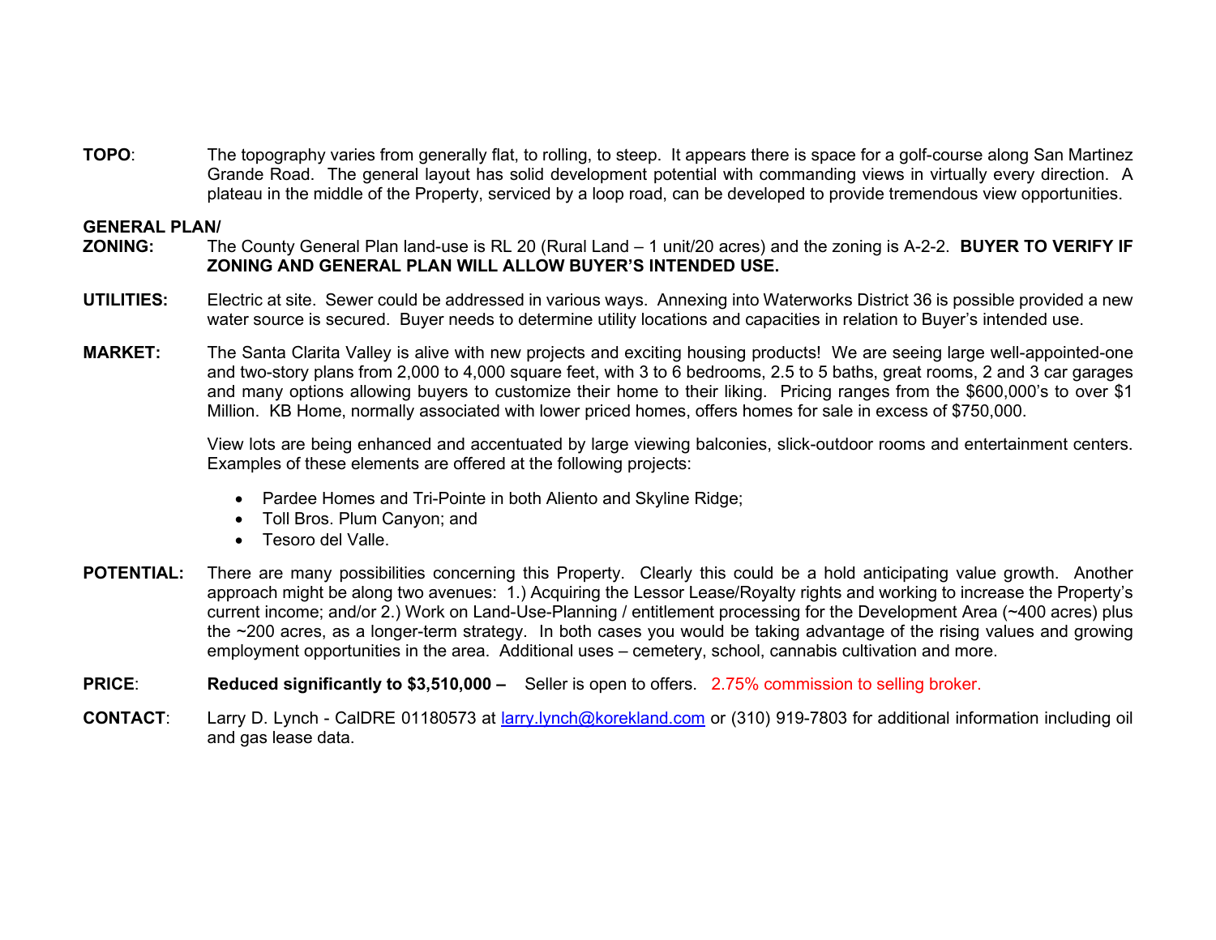**TOPO**: The topography varies from generally flat, to rolling, to steep. It appears there is space for a golf-course along San Martinez Grande Road. The general layout has solid development potential with commanding views in virtually every direction. A plateau in the middle of the Property, serviced by a loop road, can be developed to provide tremendous view opportunities.

**GENERAL PLAN/ ZONING:** The County General Plan land-use is RL 20 (Rural Land – 1 unit/20 acres) and the zoning is A-2-2. **BUYER TO VERIFY IF ZONING AND GENERAL PLAN WILL ALLOW BUYER'S INTENDED USE.**

**UTILITIES:** Electric at site. Sewer could be addressed in various ways. Annexing into Waterworks District 36 is possible provided a new water source is secured. Buyer needs to determine utility locations and capacities in relation to Buyer's intended use.

**MARKET:** The Santa Clarita Valley is alive with new projects and exciting housing products! We are seeing large well-appointed-one and two-story plans from 2,000 to 4,000 square feet, with 3 to 6 bedrooms, 2.5 to 5 baths, great rooms, 2 and 3 car garages and many options allowing buyers to customize their home to their liking. Pricing ranges from the $600,000's to over $1 Million. KB Home, normally associated with lower priced homes, offers homes for sale in excess of $750,000.

View lots are being enhanced and accentuated by large viewing balconies, slick-outdoor rooms and entertainment centers. Examples of these elements are offered at the following projects:

- Pardee Homes and Tri-Pointe in both Aliento and Skyline Ridge;
- Toll Bros. Plum Canyon; and
- Tesoro del Valle.

**POTENTIAL:** There are many possibilities concerning this Property. Clearly this could be a hold anticipating value growth. Another approach might be along two avenues: 1.) Acquiring the Lessor Lease/Royalty rights and working to increase the Property's current income; and/or 2.) Work on Land-Use-Planning / entitlement processing for the Development Area (~400 acres) plus the ~200 acres, as a longer-term strategy. In both cases you would be taking advantage of the rising values and growing employment opportunities in the area. Additional uses – cemetery, school, cannabis cultivation and more.

**PRICE**: **Reduced significantly to $3,510,000 –** Seller is open to offers. 2.75% commission to selling broker.

**CONTACT**: Larry D. Lynch - CalDRE 01180573 at larry.lynch@korekland.com or (310) 919-7803 for additional information including oil and gas lease data.